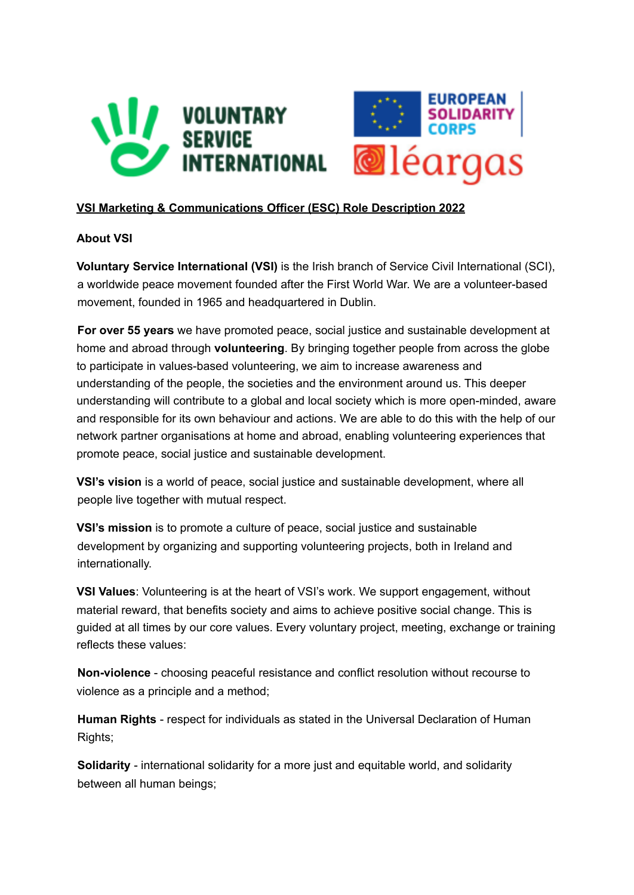# VSI Marketing & Communications Officer (ESC) Role Description 2022

## About VSI

**Voluntary Service International (VSI)** is the Irish branch of Service Civil International (SCI), a worldwide peace movement founded after the First World War. We are a volunteer-based movement, founded in 1965 and headquartered in Dublin.

**For over 55 years** we have promoted peace, social justice and sustainable development at home and abroad through **volunteering**. By bringing together people from across the globe to participate in values-based volunteering, we aim to increase awareness and understanding of the people, the societies and the environment around us. This deeper understanding will contribute to a global and local society which is more open-minded, aware and responsible for its own behaviour and actions. We are able to do this with the help of our network partner organisations at home and abroad, enabling volunteering experiences that promote peace, social justice and sustainable development.

**VSI's vision** is a world of peace, social justice and sustainable development, where all people live together with mutual respect.

**VSI's mission** is to promote a culture of peace, social justice and sustainable development by organizing and supporting volunteering projects, both in Ireland and internationally.

**VSI Values**: Volunteering is at the heart of VSI's work. We support engagement, without material reward, that benefits society and aims to achieve positive social change. This is guided at all times by our core values. Every voluntary project, meeting, exchange or training reflects these values:

**Non-violence** - choosing peaceful resistance and conflict resolution without recourse to violence as a principle and a method;

**Human Rights** - respect for individuals as stated in the Universal Declaration of Human Rights;

**Solidarity** - international solidarity for a more just and equitable world, and solidarity between all human beings;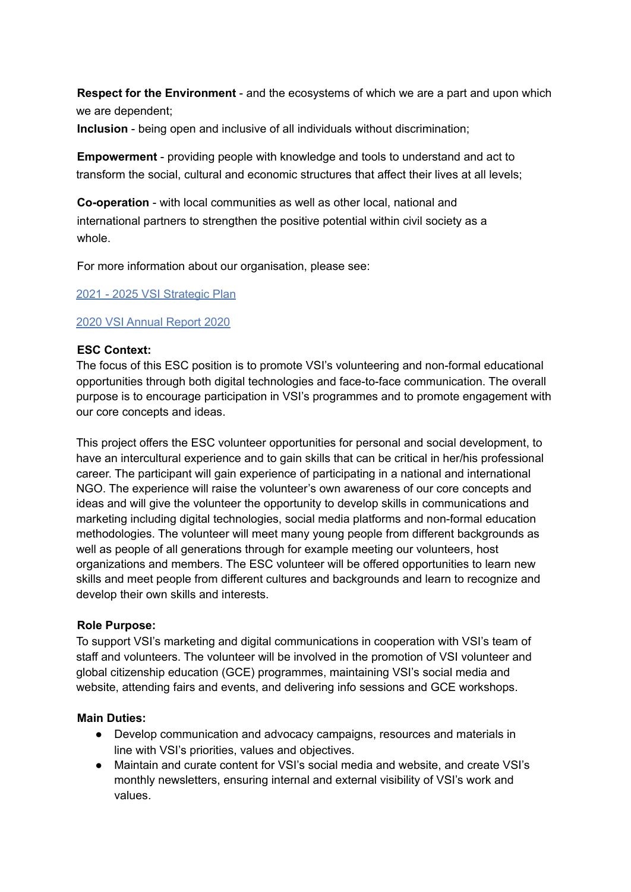**Respect for the Environment** - and the ecosystems of which we are a part and upon which we are dependent;

**Inclusion** - being open and inclusive of all individuals without discrimination;

**Empowerment** - providing people with knowledge and tools to understand and act to transform the social, cultural and economic structures that affect their lives at all levels;

**Co-operation** - with local communities as well as other local, national and international partners to strengthen the positive potential within civil society as a whole.

For more information about our organisation, please see:

2021 - 2025 VSI Strategic Plan

2020 VSI Annual Report 2020

**ESC Context:**

The focus of this ESC position is to promote VSI's volunteering and non-formal educational opportunities through both digital technologies and face-to-face communication. The overall purpose is to encourage participation in VSI's programmes and to promote engagement with our core concepts and ideas.

This project offers the ESC volunteer opportunities for personal and social development, to have an intercultural experience and to gain skills that can be critical in her/his professional career. The participant will gain experience of participating in a national and international NGO. The experience will raise the volunteer's own awareness of our core concepts and ideas and will give the volunteer the opportunity to develop skills in communications and marketing including digital technologies, social media platforms and non-formal education methodologies. The volunteer will meet many young people from different backgrounds as well as people of all generations through for example meeting our volunteers, host organizations and members. The ESC volunteer will be offered opportunities to learn new skills and meet people from different cultures and backgrounds and learn to recognize and develop their own skills and interests.

**Role Purpose:**

To support VSI's marketing and digital communications in cooperation with VSI's team of staff and volunteers. The volunteer will be involved in the promotion of VSI volunteer and global citizenship education (GCE) programmes, maintaining VSI's social media and website, attending fairs and events, and delivering info sessions and GCE workshops.

**Main Duties:**

- Develop communication and advocacy campaigns, resources and materials in line with VSI's priorities, values and objectives.
- Maintain and curate content for VSI's social media and website, and create VSI's monthly newsletters, ensuring internal and external visibility of VSI's work and values.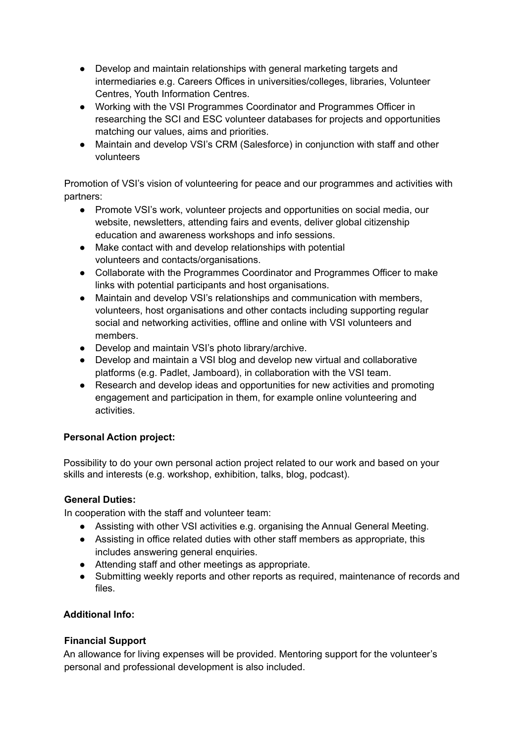- Develop and maintain relationships with general marketing targets and intermediaries e.g. Careers Offices in universities/colleges, libraries, Volunteer Centres, Youth Information Centres.
- Working with the VSI Programmes Coordinator and Programmes Officer in researching the SCI and ESC volunteer databases for projects and opportunities matching our values, aims and priorities.
- Maintain and develop VSI's CRM (Salesforce) in conjunction with staff and other volunteers

Promotion of VSI's vision of volunteering for peace and our programmes and activities with partners:

- Promote VSI's work, volunteer projects and opportunities on social media, our website, newsletters, attending fairs and events, deliver global citizenship education and awareness workshops and info sessions.
- Make contact with and develop relationships with potential volunteers and contacts/organisations.
- Collaborate with the Programmes Coordinator and Programmes Officer to make links with potential participants and host organisations.
- Maintain and develop VSI's relationships and communication with members, volunteers, host organisations and other contacts including supporting regular social and networking activities, offline and online with VSI volunteers and members.
- Develop and maintain VSI's photo library/archive.
- Develop and maintain a VSI blog and develop new virtual and collaborative platforms (e.g. Padlet, Jamboard), in collaboration with the VSI team.
- Research and develop ideas and opportunities for new activities and promoting engagement and participation in them, for example online volunteering and activities.

**Personal Action project:**

Possibility to do your own personal action project related to our work and based on your skills and interests (e.g. workshop, exhibition, talks, blog, podcast).

**General Duties:**

In cooperation with the staff and volunteer team:

- Assisting with other VSI activities e.g. organising the Annual General Meeting.
- Assisting in office related duties with other staff members as appropriate, this includes answering general enquiries.
- Attending staff and other meetings as appropriate.
- Submitting weekly reports and other reports as required, maintenance of records and files.

**Additional Info:**

**Financial Support**

An allowance for living expenses will be provided. Mentoring support for the volunteer's personal and professional development is also included.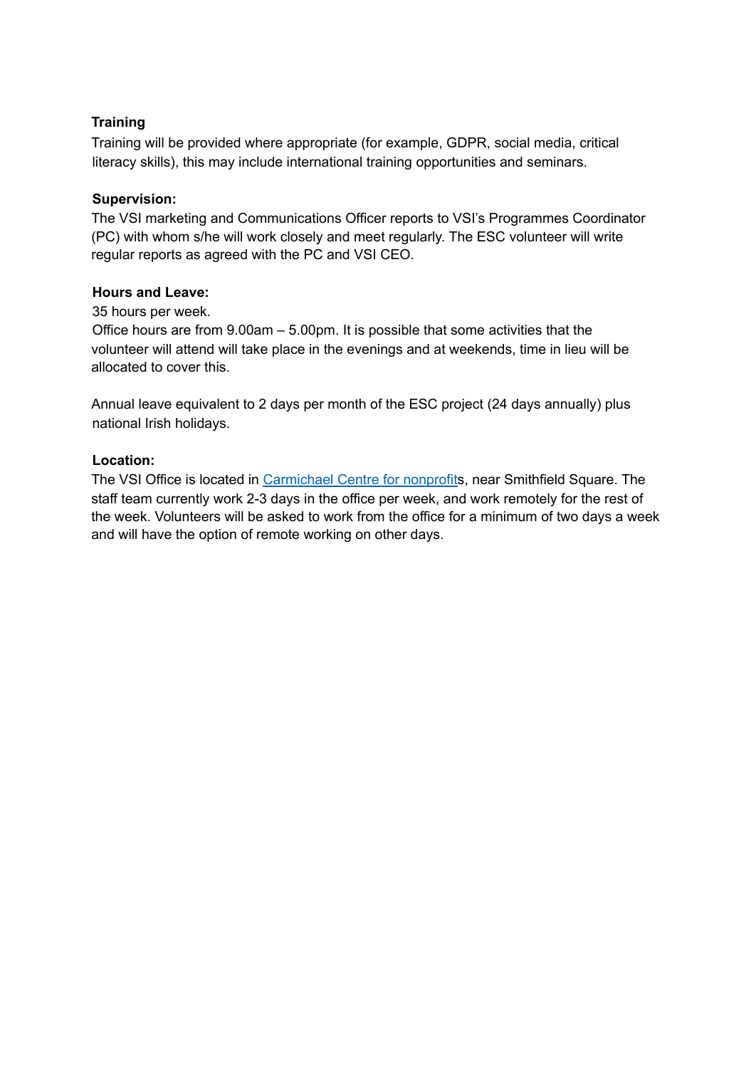**Training**

Training will be provided where appropriate (for example, GDPR, social media, critical literacy skills), this may include international training opportunities and seminars.

**Supervision:**

The VSI marketing and Communications Officer reports to VSI's Programmes Coordinator (PC) with whom s/he will work closely and meet regularly. The ESC volunteer will write regular reports as agreed with the PC and VSI CEO.

**Hours and Leave:**

35 hours per week.

Office hours are from 9.00am – 5.00pm. It is possible that some activities that the volunteer will attend will take place in the evenings and at weekends, time in lieu will be allocated to cover this.

Annual leave equivalent to 2 days per month of the ESC project (24 days annually) plus national Irish holidays.

**Location:**

The VSI Office is located in Carmichael Centre for nonprofits, near Smithfield Square. The staff team currently work 2-3 days in the office per week, and work remotely for the rest of the week. Volunteers will be asked to work from the office for a minimum of two days a week and will have the option of remote working on other days.